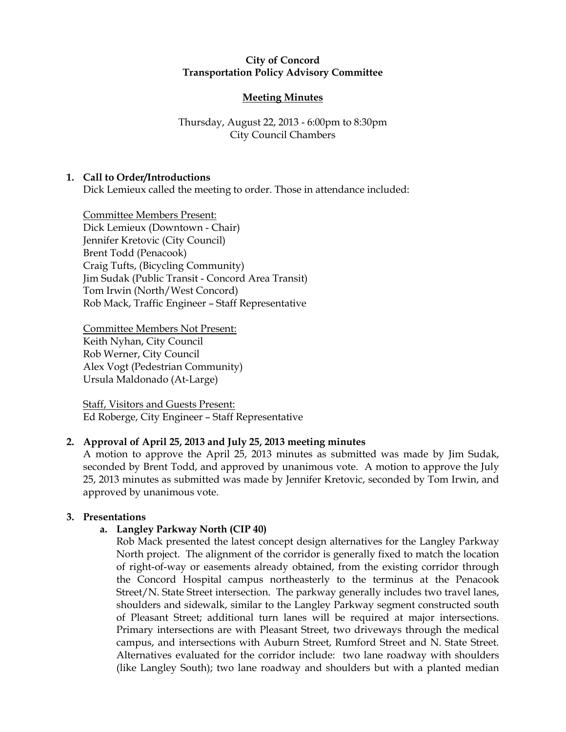**City of Concord**
**Transportation Policy Advisory Committee**

**Meeting Minutes**

Thursday, August 22, 2013 - 6:00pm to 8:30pm
City Council Chambers

## 1. Call to Order/Introductions

Dick Lemieux called the meeting to order. Those in attendance included:

Committee Members Present:
Dick Lemieux (Downtown - Chair)
Jennifer Kretovic (City Council)
Brent Todd (Penacook)
Craig Tufts, (Bicycling Community)
Jim Sudak (Public Transit - Concord Area Transit)
Tom Irwin (North/West Concord)
Rob Mack, Traffic Engineer – Staff Representative

Committee Members Not Present:
Keith Nyhan, City Council
Rob Werner, City Council
Alex Vogt (Pedestrian Community)
Ursula Maldonado (At-Large)

Staff, Visitors and Guests Present:
Ed Roberge, City Engineer – Staff Representative

## 2. Approval of April 25, 2013 and July 25, 2013 meeting minutes

A motion to approve the April 25, 2013 minutes as submitted was made by Jim Sudak, seconded by Brent Todd, and approved by unanimous vote. A motion to approve the July 25, 2013 minutes as submitted was made by Jennifer Kretovic, seconded by Tom Irwin, and approved by unanimous vote.

## 3. Presentations

### a. Langley Parkway North (CIP 40)

Rob Mack presented the latest concept design alternatives for the Langley Parkway North project. The alignment of the corridor is generally fixed to match the location of right-of-way or easements already obtained, from the existing corridor through the Concord Hospital campus northeasterly to the terminus at the Penacook Street/N. State Street intersection. The parkway generally includes two travel lanes, shoulders and sidewalk, similar to the Langley Parkway segment constructed south of Pleasant Street; additional turn lanes will be required at major intersections. Primary intersections are with Pleasant Street, two driveways through the medical campus, and intersections with Auburn Street, Rumford Street and N. State Street. Alternatives evaluated for the corridor include: two lane roadway with shoulders (like Langley South); two lane roadway and shoulders but with a planted median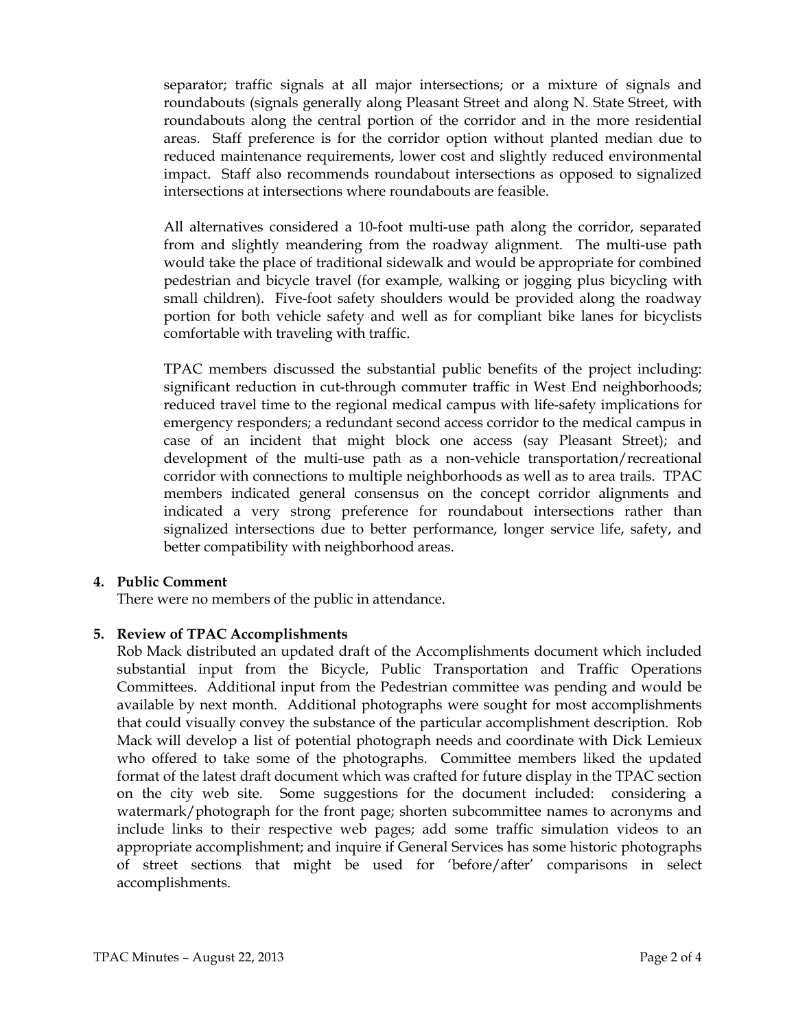separator; traffic signals at all major intersections; or a mixture of signals and roundabouts (signals generally along Pleasant Street and along N. State Street, with roundabouts along the central portion of the corridor and in the more residential areas. Staff preference is for the corridor option without planted median due to reduced maintenance requirements, lower cost and slightly reduced environmental impact. Staff also recommends roundabout intersections as opposed to signalized intersections at intersections where roundabouts are feasible.

All alternatives considered a 10-foot multi-use path along the corridor, separated from and slightly meandering from the roadway alignment. The multi-use path would take the place of traditional sidewalk and would be appropriate for combined pedestrian and bicycle travel (for example, walking or jogging plus bicycling with small children). Five-foot safety shoulders would be provided along the roadway portion for both vehicle safety and well as for compliant bike lanes for bicyclists comfortable with traveling with traffic.

TPAC members discussed the substantial public benefits of the project including: significant reduction in cut-through commuter traffic in West End neighborhoods; reduced travel time to the regional medical campus with life-safety implications for emergency responders; a redundant second access corridor to the medical campus in case of an incident that might block one access (say Pleasant Street); and development of the multi-use path as a non-vehicle transportation/recreational corridor with connections to multiple neighborhoods as well as to area trails. TPAC members indicated general consensus on the concept corridor alignments and indicated a very strong preference for roundabout intersections rather than signalized intersections due to better performance, longer service life, safety, and better compatibility with neighborhood areas.

**4. Public Comment**

There were no members of the public in attendance.

**5. Review of TPAC Accomplishments**

Rob Mack distributed an updated draft of the Accomplishments document which included substantial input from the Bicycle, Public Transportation and Traffic Operations Committees. Additional input from the Pedestrian committee was pending and would be available by next month. Additional photographs were sought for most accomplishments that could visually convey the substance of the particular accomplishment description. Rob Mack will develop a list of potential photograph needs and coordinate with Dick Lemieux who offered to take some of the photographs. Committee members liked the updated format of the latest draft document which was crafted for future display in the TPAC section on the city web site. Some suggestions for the document included: considering a watermark/photograph for the front page; shorten subcommittee names to acronyms and include links to their respective web pages; add some traffic simulation videos to an appropriate accomplishment; and inquire if General Services has some historic photographs of street sections that might be used for 'before/after' comparisons in select accomplishments.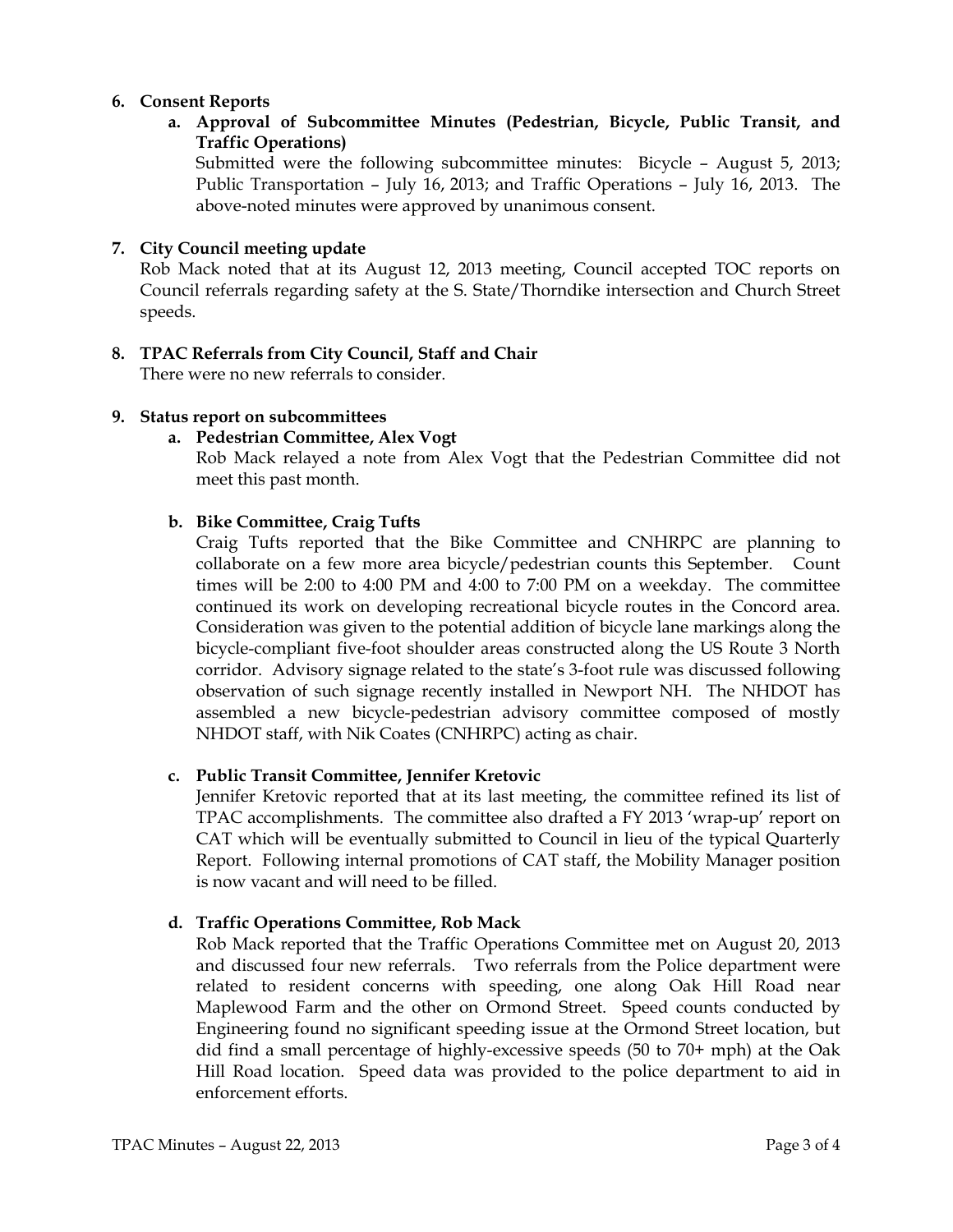**6. Consent Reports**

**a. Approval of Subcommittee Minutes (Pedestrian, Bicycle, Public Transit, and Traffic Operations)**

Submitted were the following subcommittee minutes: Bicycle – August 5, 2013; Public Transportation – July 16, 2013; and Traffic Operations – July 16, 2013. The above-noted minutes were approved by unanimous consent.

**7. City Council meeting update**

Rob Mack noted that at its August 12, 2013 meeting, Council accepted TOC reports on Council referrals regarding safety at the S. State/Thorndike intersection and Church Street speeds.

**8. TPAC Referrals from City Council, Staff and Chair**

There were no new referrals to consider.

**9. Status report on subcommittees**

**a. Pedestrian Committee, Alex Vogt**

Rob Mack relayed a note from Alex Vogt that the Pedestrian Committee did not meet this past month.

**b. Bike Committee, Craig Tufts**

Craig Tufts reported that the Bike Committee and CNHRPC are planning to collaborate on a few more area bicycle/pedestrian counts this September. Count times will be 2:00 to 4:00 PM and 4:00 to 7:00 PM on a weekday. The committee continued its work on developing recreational bicycle routes in the Concord area. Consideration was given to the potential addition of bicycle lane markings along the bicycle-compliant five-foot shoulder areas constructed along the US Route 3 North corridor. Advisory signage related to the state's 3-foot rule was discussed following observation of such signage recently installed in Newport NH. The NHDOT has assembled a new bicycle-pedestrian advisory committee composed of mostly NHDOT staff, with Nik Coates (CNHRPC) acting as chair.

**c. Public Transit Committee, Jennifer Kretovic**

Jennifer Kretovic reported that at its last meeting, the committee refined its list of TPAC accomplishments. The committee also drafted a FY 2013 'wrap-up' report on CAT which will be eventually submitted to Council in lieu of the typical Quarterly Report. Following internal promotions of CAT staff, the Mobility Manager position is now vacant and will need to be filled.

**d. Traffic Operations Committee, Rob Mack**

Rob Mack reported that the Traffic Operations Committee met on August 20, 2013 and discussed four new referrals. Two referrals from the Police department were related to resident concerns with speeding, one along Oak Hill Road near Maplewood Farm and the other on Ormond Street. Speed counts conducted by Engineering found no significant speeding issue at the Ormond Street location, but did find a small percentage of highly-excessive speeds (50 to 70+ mph) at the Oak Hill Road location. Speed data was provided to the police department to aid in enforcement efforts.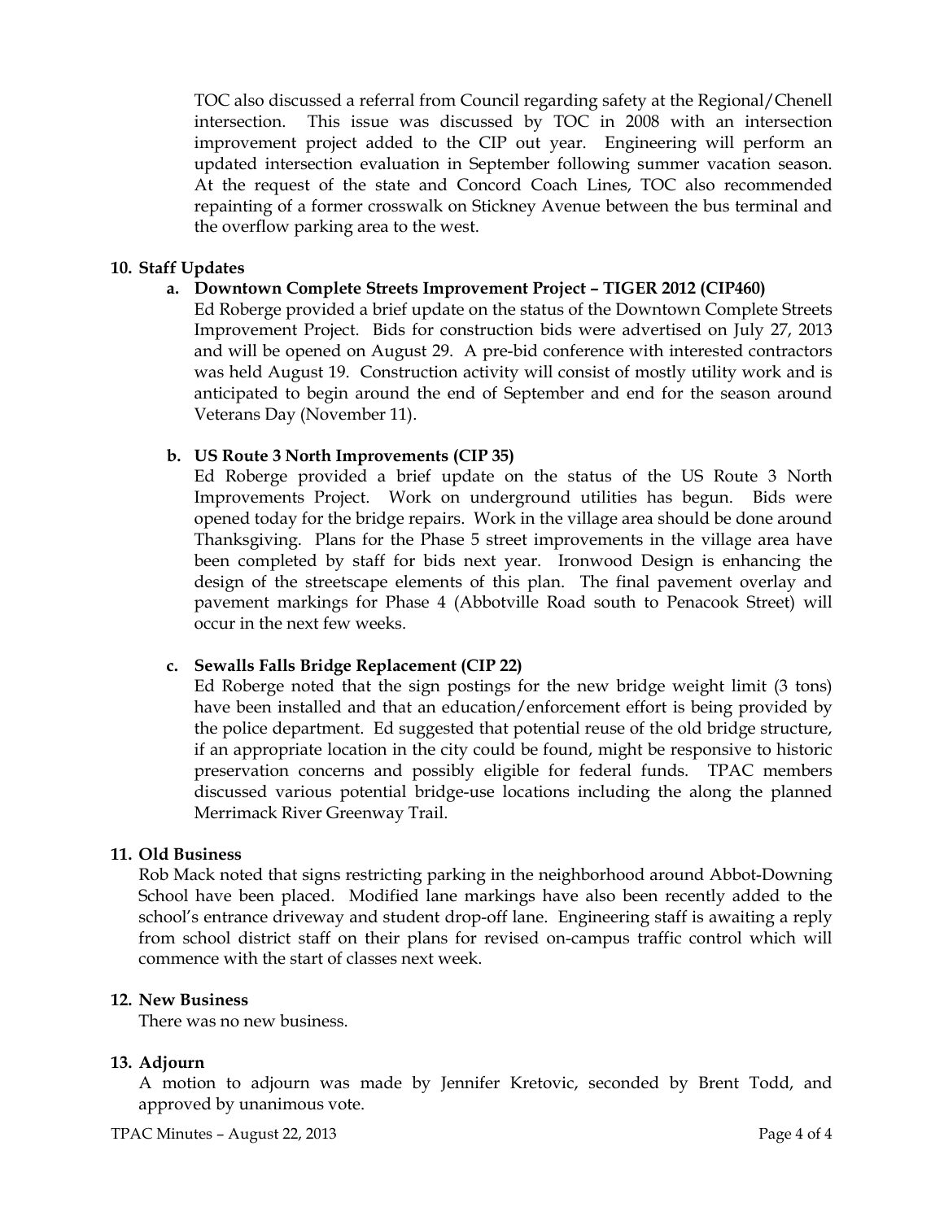TOC also discussed a referral from Council regarding safety at the Regional/Chenell intersection. This issue was discussed by TOC in 2008 with an intersection improvement project added to the CIP out year. Engineering will perform an updated intersection evaluation in September following summer vacation season. At the request of the state and Concord Coach Lines, TOC also recommended repainting of a former crosswalk on Stickney Avenue between the bus terminal and the overflow parking area to the west.

**10. Staff Updates**

**a. Downtown Complete Streets Improvement Project – TIGER 2012 (CIP460)**

Ed Roberge provided a brief update on the status of the Downtown Complete Streets Improvement Project. Bids for construction bids were advertised on July 27, 2013 and will be opened on August 29. A pre-bid conference with interested contractors was held August 19. Construction activity will consist of mostly utility work and is anticipated to begin around the end of September and end for the season around Veterans Day (November 11).

**b. US Route 3 North Improvements (CIP 35)**

Ed Roberge provided a brief update on the status of the US Route 3 North Improvements Project. Work on underground utilities has begun. Bids were opened today for the bridge repairs. Work in the village area should be done around Thanksgiving. Plans for the Phase 5 street improvements in the village area have been completed by staff for bids next year. Ironwood Design is enhancing the design of the streetscape elements of this plan. The final pavement overlay and pavement markings for Phase 4 (Abbotville Road south to Penacook Street) will occur in the next few weeks.

**c. Sewalls Falls Bridge Replacement (CIP 22)**

Ed Roberge noted that the sign postings for the new bridge weight limit (3 tons) have been installed and that an education/enforcement effort is being provided by the police department. Ed suggested that potential reuse of the old bridge structure, if an appropriate location in the city could be found, might be responsive to historic preservation concerns and possibly eligible for federal funds. TPAC members discussed various potential bridge-use locations including the along the planned Merrimack River Greenway Trail.

**11. Old Business**

Rob Mack noted that signs restricting parking in the neighborhood around Abbot-Downing School have been placed. Modified lane markings have also been recently added to the school's entrance driveway and student drop-off lane. Engineering staff is awaiting a reply from school district staff on their plans for revised on-campus traffic control which will commence with the start of classes next week.

**12. New Business**

There was no new business.

**13. Adjourn**

A motion to adjourn was made by Jennifer Kretovic, seconded by Brent Todd, and approved by unanimous vote.